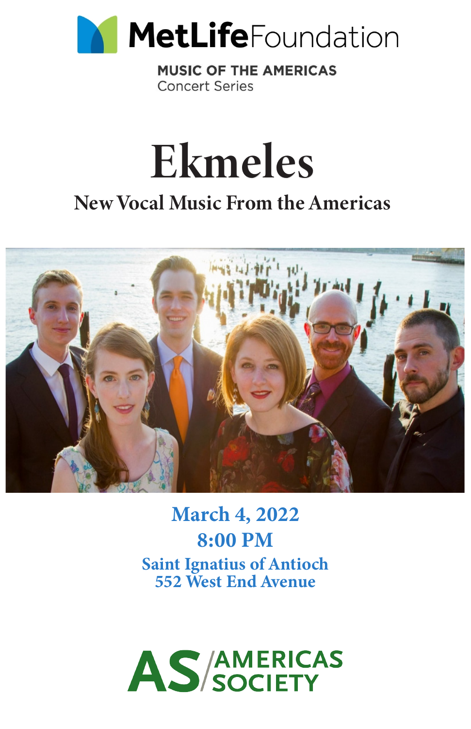MetLife Foundation

MUSIC OF THE AMERICAS
Concert Series

# Ekmeles

## New Vocal Music From the Americas

**March 4, 2022**
**8:00 PM**
**Saint Ignatius of Antioch**
**552 West End Avenue**

AS AMERICAS SOCIETY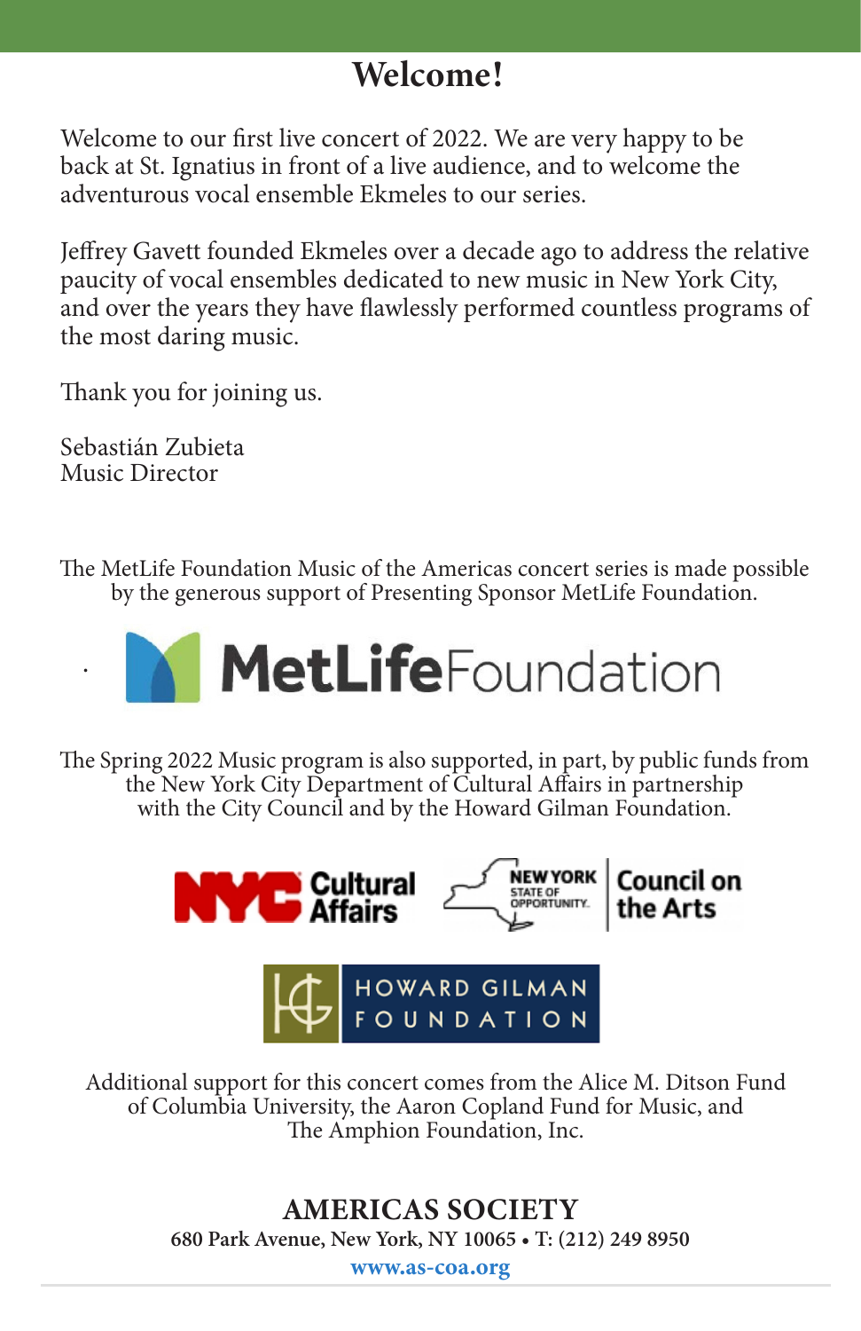# Welcome!

Welcome to our first live concert of 2022. We are very happy to be back at St. Ignatius in front of a live audience, and to welcome the adventurous vocal ensemble Ekmeles to our series.

Jeffrey Gavett founded Ekmeles over a decade ago to address the relative paucity of vocal ensembles dedicated to new music in New York City, and over the years they have flawlessly performed countless programs of the most daring music.

Thank you for joining us.

Sebastián Zubieta
Music Director

The MetLife Foundation Music of the Americas concert series is made possible by the generous support of Presenting Sponsor MetLife Foundation.

MetLife Foundation

The Spring 2022 Music program is also supported, in part, by public funds from the New York City Department of Cultural Affairs in partnership with the City Council and by the Howard Gilman Foundation.

NYC Cultural Affairs

NEW YORK STATE OF OPPORTUNITY. Council on the Arts

HOWARD GILMAN FOUNDATION

Additional support for this concert comes from the Alice M. Ditson Fund of Columbia University, the Aaron Copland Fund for Music, and The Amphion Foundation, Inc.

**AMERICAS SOCIETY**

**680 Park Avenue, New York, NY 10065 • T: (212) 249 8950**

**www.as-coa.org**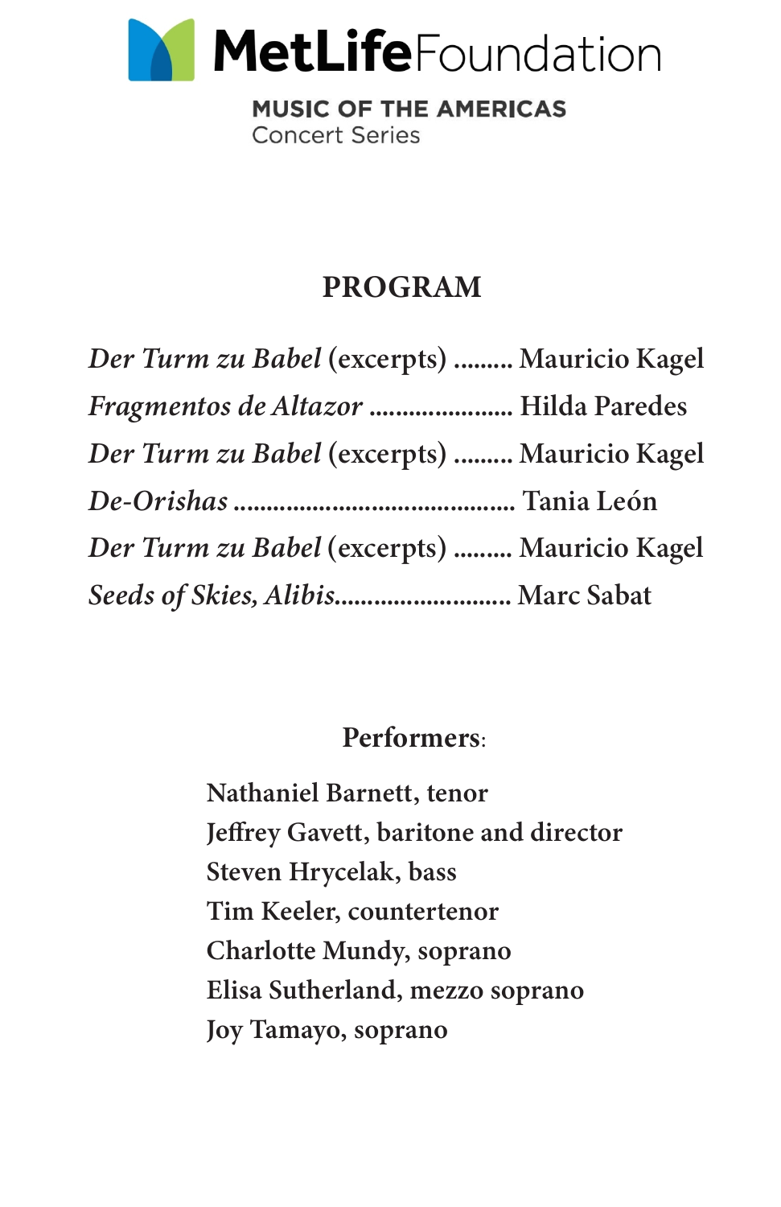MetLife Foundation

MUSIC OF THE AMERICAS
Concert Series

## PROGRAM

*Der Turm zu Babel* (excerpts) ......... Mauricio Kagel
*Fragmentos de Altazor* ...................... Hilda Paredes
*Der Turm zu Babel* (excerpts) ......... Mauricio Kagel
*De-Orishas* ........................................... Tania León
*Der Turm zu Babel* (excerpts) ......... Mauricio Kagel
*Seeds of Skies, Alibis*........................... Marc Sabat

## Performers:

Nathaniel Barnett, tenor
Jeffrey Gavett, baritone and director
Steven Hrycelak, bass
Tim Keeler, countertenor
Charlotte Mundy, soprano
Elisa Sutherland, mezzo soprano
Joy Tamayo, soprano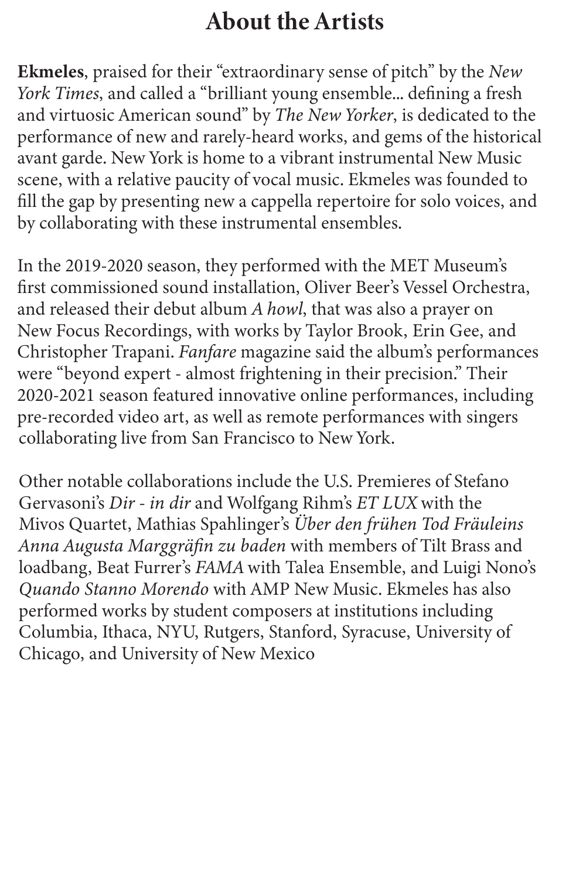# About the Artists

**Ekmeles**, praised for their "extraordinary sense of pitch" by the *New York Times*, and called a "brilliant young ensemble... defining a fresh and virtuosic American sound" by *The New Yorker*, is dedicated to the performance of new and rarely-heard works, and gems of the historical avant garde. New York is home to a vibrant instrumental New Music scene, with a relative paucity of vocal music. Ekmeles was founded to fill the gap by presenting new a cappella repertoire for solo voices, and by collaborating with these instrumental ensembles.

In the 2019-2020 season, they performed with the MET Museum's first commissioned sound installation, Oliver Beer's Vessel Orchestra, and released their debut album *A howl*, that was also a prayer on New Focus Recordings, with works by Taylor Brook, Erin Gee, and Christopher Trapani. *Fanfare* magazine said the album's performances were "beyond expert - almost frightening in their precision." Their 2020-2021 season featured innovative online performances, including pre-recorded video art, as well as remote performances with singers collaborating live from San Francisco to New York.

Other notable collaborations include the U.S. Premieres of Stefano Gervasoni's *Dir - in dir* and Wolfgang Rihm's *ET LUX* with the Mivos Quartet, Mathias Spahlinger's *Über den frühen Tod Fräuleins Anna Augusta Marggräfin zu baden* with members of Tilt Brass and loadbang, Beat Furrer's *FAMA* with Talea Ensemble, and Luigi Nono's *Quando Stanno Morendo* with AMP New Music. Ekmeles has also performed works by student composers at institutions including Columbia, Ithaca, NYU, Rutgers, Stanford, Syracuse, University of Chicago, and University of New Mexico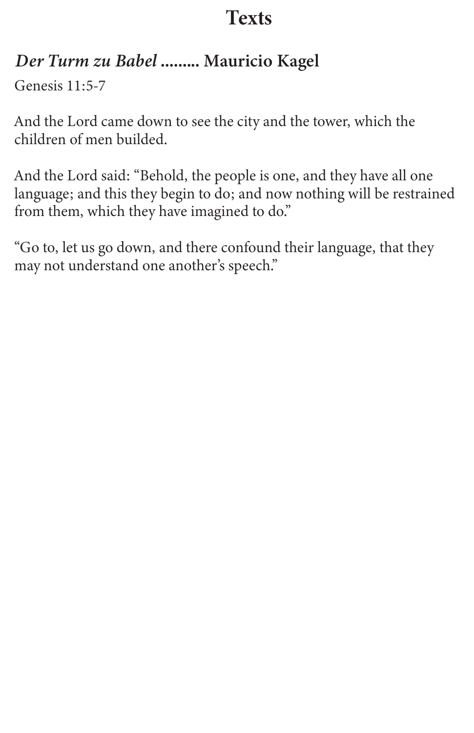# Texts

## *Der Turm zu Babel* ......... Mauricio Kagel

Genesis 11:5-7

And the Lord came down to see the city and the tower, which the children of men builded.

And the Lord said: "Behold, the people is one, and they have all one language; and this they begin to do; and now nothing will be restrained from them, which they have imagined to do."

"Go to, let us go down, and there confound their language, that they may not understand one another's speech."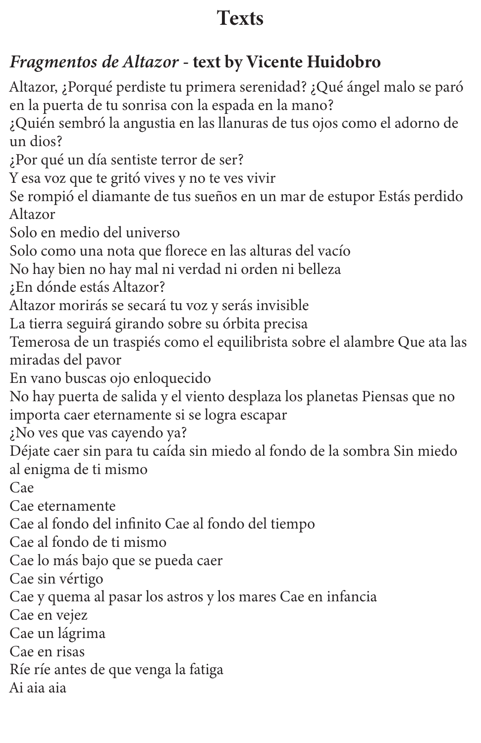# Texts

## *Fragmentos de Altazor* - text by Vicente Huidobro

Altazor, ¿Porqué perdiste tu primera serenidad? ¿Qué ángel malo se paró en la puerta de tu sonrisa con la espada en la mano?  
¿Quién sembró la angustia en las llanuras de tus ojos como el adorno de un dios?  
¿Por qué un día sentiste terror de ser?  
Y esa voz que te gritó vives y no te ves vivir  
Se rompió el diamante de tus sueños en un mar de estupor Estás perdido Altazor  
Solo en medio del universo  
Solo como una nota que florece en las alturas del vacío  
No hay bien no hay mal ni verdad ni orden ni belleza  
¿En dónde estás Altazor?  
Altazor morirás se secará tu voz y serás invisible  
La tierra seguirá girando sobre su órbita precisa  
Temerosa de un traspiés como el equilibrista sobre el alambre Que ata las miradas del pavor  
En vano buscas ojo enloquecido  
No hay puerta de salida y el viento desplaza los planetas Piensas que no importa caer eternamente si se logra escapar  
¿No ves que vas cayendo ya?  
Déjate caer sin para tu caída sin miedo al fondo de la sombra Sin miedo al enigma de ti mismo  
Cae  
Cae eternamente  
Cae al fondo del infinito Cae al fondo del tiempo  
Cae al fondo de ti mismo  
Cae lo más bajo que se pueda caer  
Cae sin vértigo  
Cae y quema al pasar los astros y los mares Cae en infancia  
Cae en vejez  
Cae un lágrima  
Cae en risas  
Ríe ríe antes de que venga la fatiga  
Ai aia aia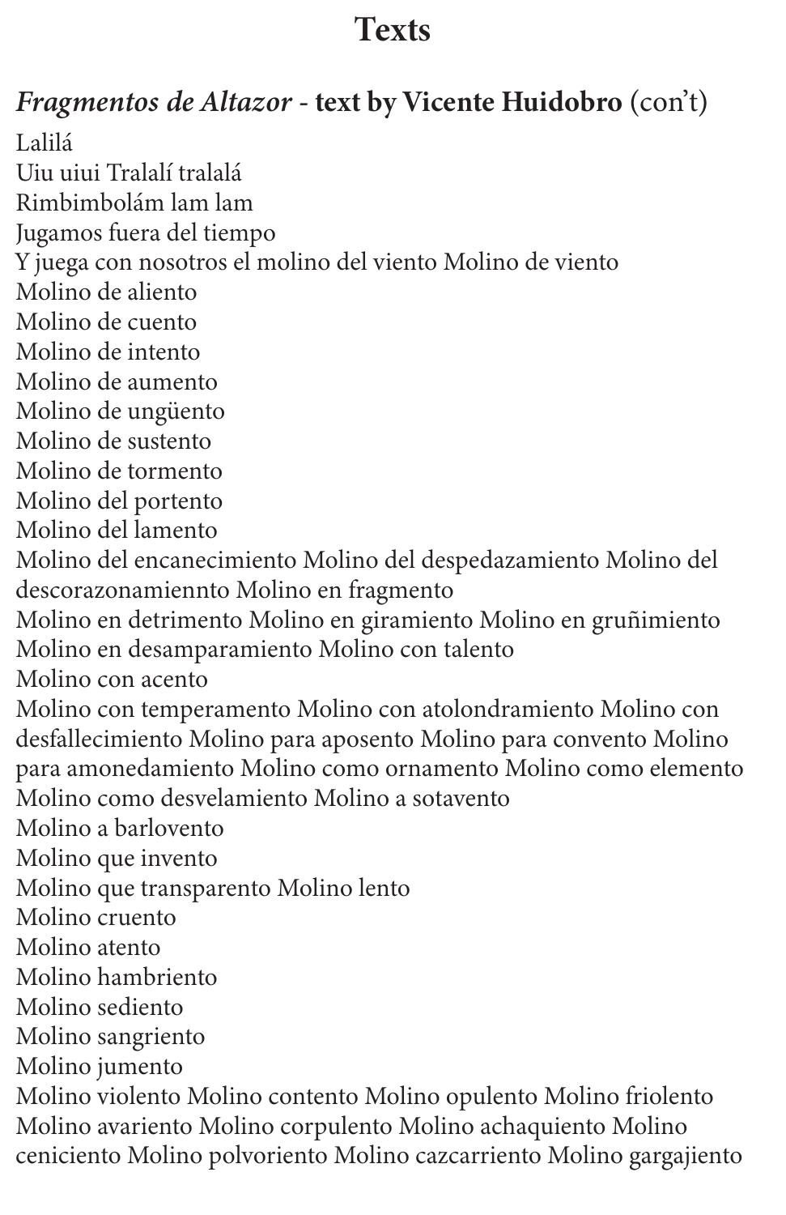# Texts

## *Fragmentos de Altazor* - text by Vicente Huidobro (con't)

Lalilá  
Uiu uiui Tralalí tralalá  
Rimbimbolám lam lam  
Jugamos fuera del tiempo  
Y juega con nosotros el molino del viento Molino de viento  
Molino de aliento  
Molino de cuento  
Molino de intento  
Molino de aumento  
Molino de ungüento  
Molino de sustento  
Molino de tormento  
Molino del portento  
Molino del lamento  
Molino del encanecimiento Molino del despedazamiento Molino del descorazonamiennto Molino en fragmento  
Molino en detrimento Molino en giramiento Molino en gruñimiento Molino en desamparamiento Molino con talento  
Molino con acento  
Molino con temperamento Molino con atolondramiento Molino con desfallecimiento Molino para aposento Molino para convento Molino para amonedamiento Molino como ornamento Molino como elemento Molino como desvelamiento Molino a sotavento  
Molino a barlovento  
Molino que invento  
Molino que transparento Molino lento  
Molino cruento  
Molino atento  
Molino hambriento  
Molino sediento  
Molino sangriento  
Molino jumento  
Molino violento Molino contento Molino opulento Molino friolento Molino avariento Molino corpulento Molino achaquiento Molino ceniciento Molino polvoriento Molino cazcarriento Molino gargajiento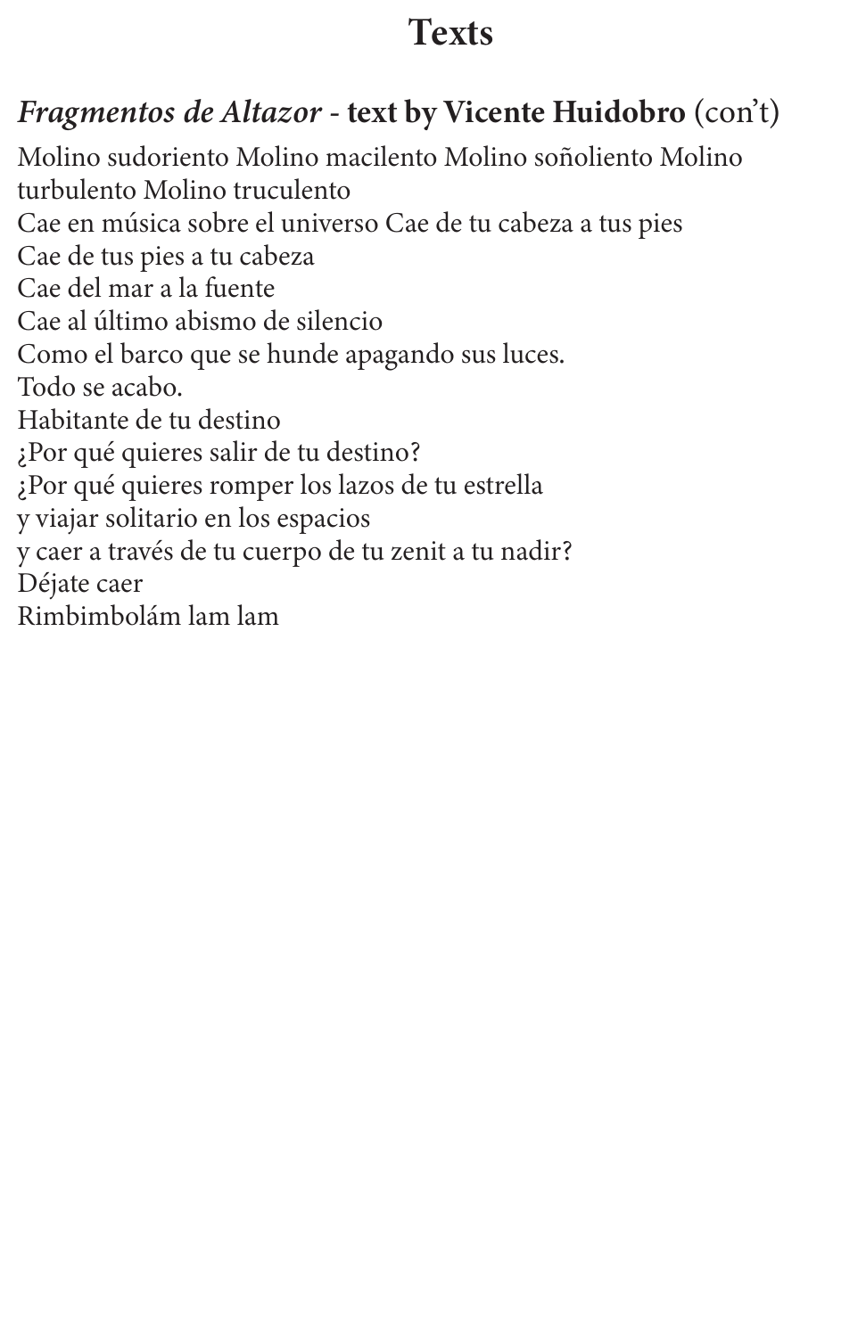# Texts

## *Fragmentos de Altazor* - **text by Vicente Huidobro** (con't)

Molino sudoriento Molino macilento Molino soñoliento Molino turbulento Molino truculento
Cae en música sobre el universo Cae de tu cabeza a tus pies
Cae de tus pies a tu cabeza
Cae del mar a la fuente
Cae al último abismo de silencio
Como el barco que se hunde apagando sus luces.
Todo se acabo.
Habitante de tu destino
¿Por qué quieres salir de tu destino?
¿Por qué quieres romper los lazos de tu estrella
y viajar solitario en los espacios
y caer a través de tu cuerpo de tu zenit a tu nadir?
Déjate caer
Rimbimbolám lam lam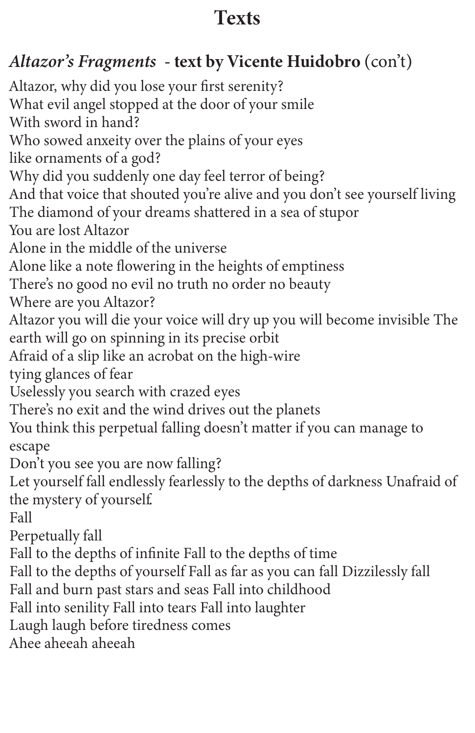# Texts

## *Altazor's Fragments* - **text by Vicente Huidobro** (con't)

Altazor, why did you lose your first serenity?
What evil angel stopped at the door of your smile
With sword in hand?
Who sowed anxiety over the plains of your eyes
like ornaments of a god?
Why did you suddenly one day feel terror of being?
And that voice that shouted you're alive and you don't see yourself living
The diamond of your dreams shattered in a sea of stupor
You are lost Altazor
Alone in the middle of the universe
Alone like a note flowering in the heights of emptiness
There's no good no evil no truth no order no beauty
Where are you Altazor?
Altazor you will die your voice will dry up you will become invisible The earth will go on spinning in its precise orbit
Afraid of a slip like an acrobat on the high-wire
tying glances of fear
Uselessly you search with crazed eyes
There's no exit and the wind drives out the planets
You think this perpetual falling doesn't matter if you can manage to escape
Don't you see you are now falling?
Let yourself fall endlessly fearlessly to the depths of darkness Unafraid of the mystery of yourself.
Fall
Perpetually fall
Fall to the depths of infinite Fall to the depths of time
Fall to the depths of yourself Fall as far as you can fall Dizzilessly fall
Fall and burn past stars and seas Fall into childhood
Fall into senility Fall into tears Fall into laughter
Laugh laugh before tiredness comes
Ahee aheeah aheeah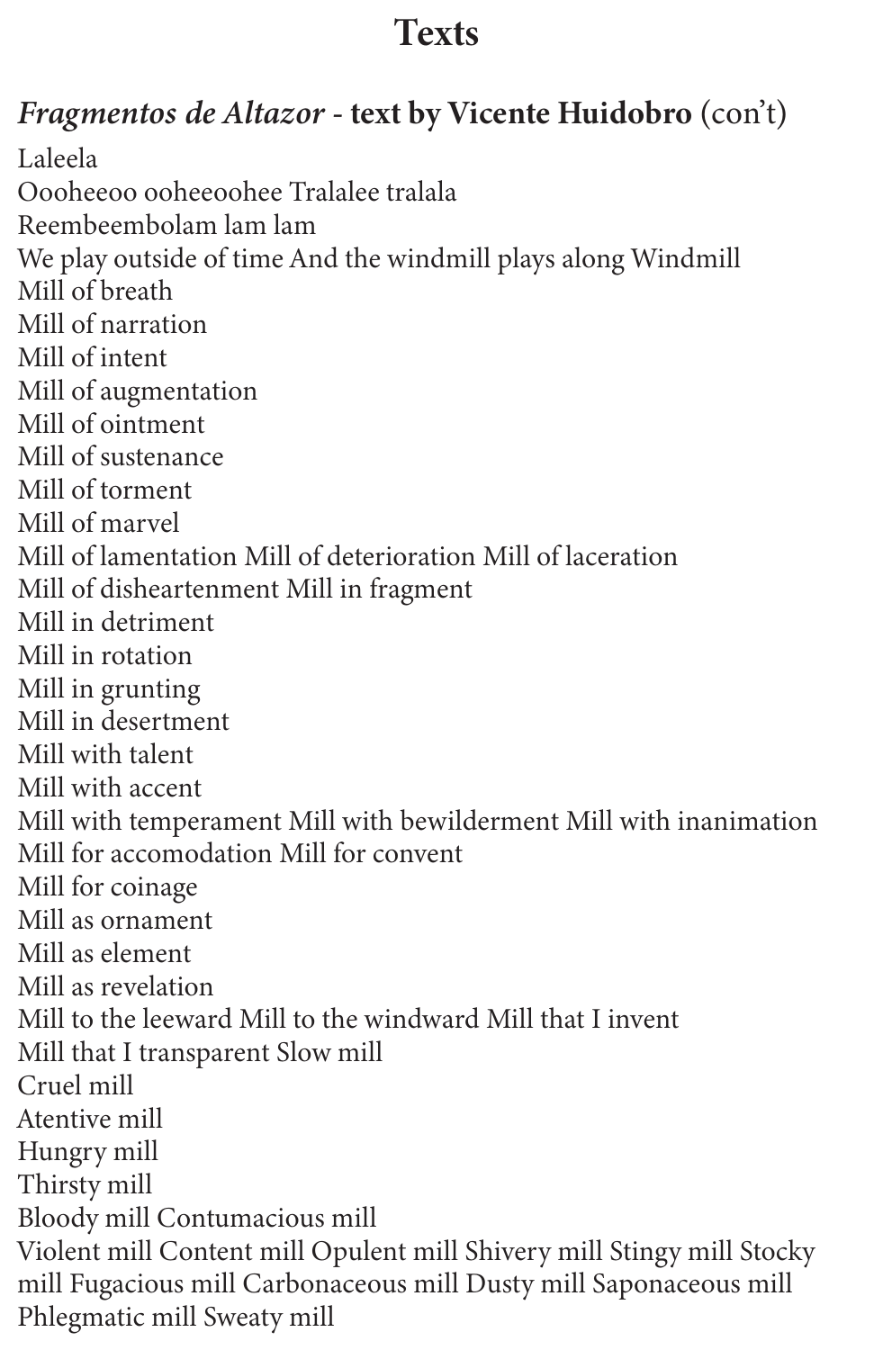# Texts

## *Fragmentos de Altazor* - text by Vicente Huidobro (con't)

Laleela
Oooheeoo ooheeoohee Tralalee tralala
Reembeembolam lam lam
We play outside of time And the windmill plays along Windmill
Mill of breath
Mill of narration
Mill of intent
Mill of augmentation
Mill of ointment
Mill of sustenance
Mill of torment
Mill of marvel
Mill of lamentation Mill of deterioration Mill of laceration
Mill of disheartenment Mill in fragment
Mill in detriment
Mill in rotation
Mill in grunting
Mill in desertment
Mill with talent
Mill with accent
Mill with temperament Mill with bewilderment Mill with inanimation
Mill for accomodation Mill for convent
Mill for coinage
Mill as ornament
Mill as element
Mill as revelation
Mill to the leeward Mill to the windward Mill that I invent
Mill that I transparent Slow mill
Cruel mill
Atentive mill
Hungry mill
Thirsty mill
Bloody mill Contumacious mill
Violent mill Content mill Opulent mill Shivery mill Stingy mill Stocky mill Fugacious mill Carbonaceous mill Dusty mill Saponaceous mill Phlegmatic mill Sweaty mill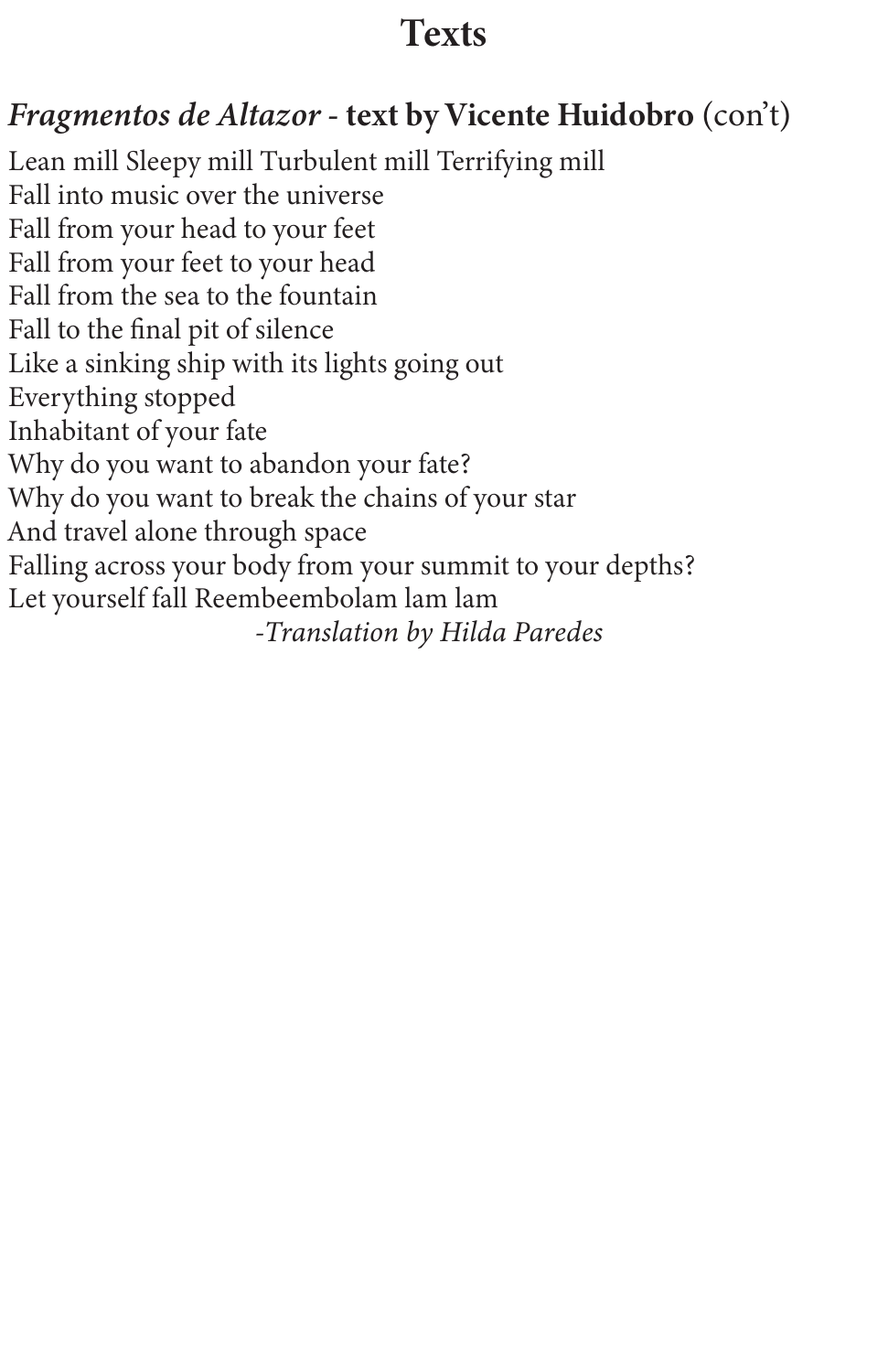# Texts

## *Fragmentos de Altazor* - **text by Vicente Huidobro** (con't)

Lean mill Sleepy mill Turbulent mill Terrifying mill
Fall into music over the universe
Fall from your head to your feet
Fall from your feet to your head
Fall from the sea to the fountain
Fall to the final pit of silence
Like a sinking ship with its lights going out
Everything stopped
Inhabitant of your fate
Why do you want to abandon your fate?
Why do you want to break the chains of your star
And travel alone through space
Falling across your body from your summit to your depths?
Let yourself fall Reembeembolam lam lam

*-Translation by Hilda Paredes*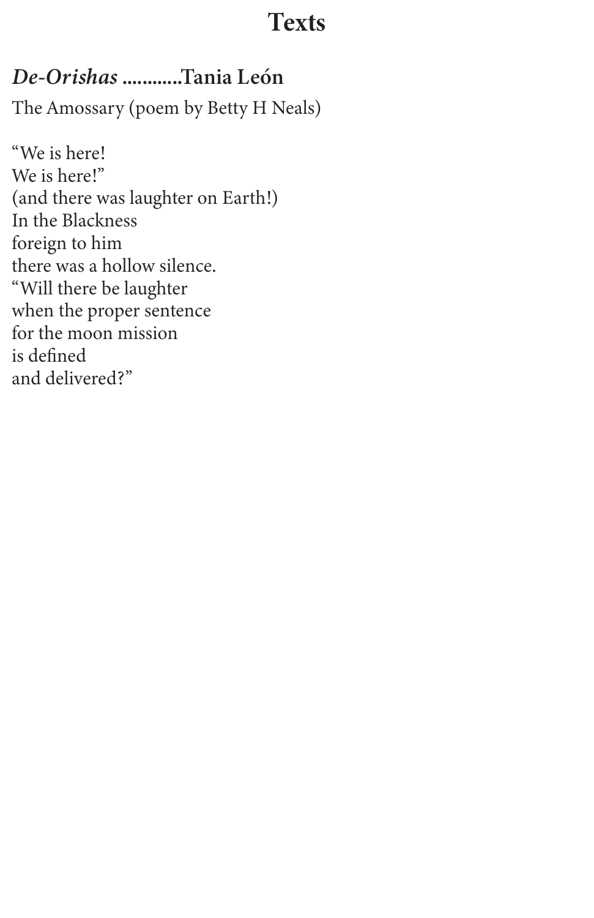# Texts

## *De-Orishas* ............Tania León

The Amossary (poem by Betty H Neals)

"We is here!  
We is here!"  
(and there was laughter on Earth!)  
In the Blackness  
foreign to him  
there was a hollow silence.  
"Will there be laughter  
when the proper sentence  
for the moon mission  
is defined  
and delivered?"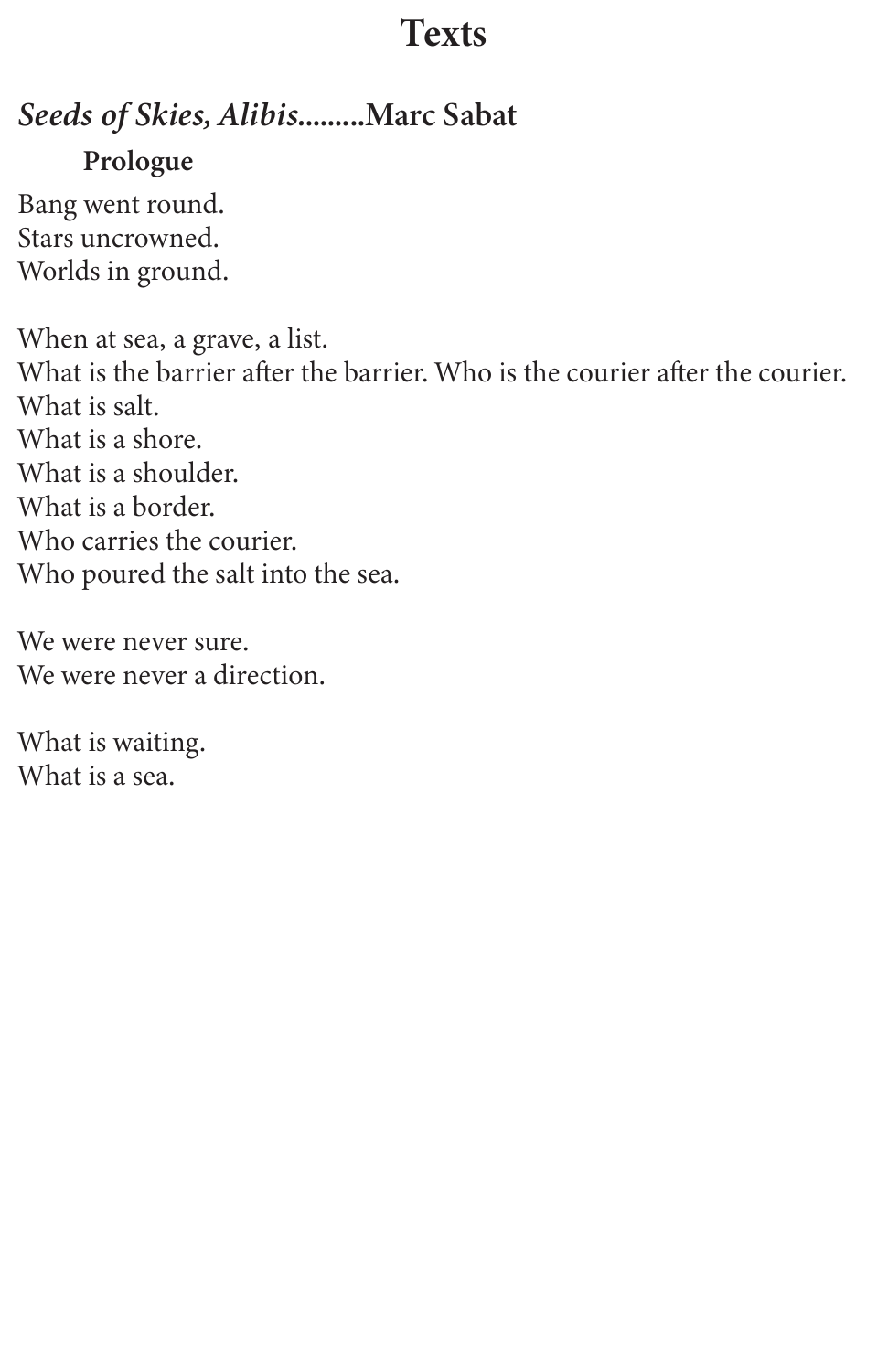# Texts

## *Seeds of Skies, Alibis*.........Marc Sabat

### Prologue

Bang went round.
Stars uncrowned.
Worlds in ground.

When at sea, a grave, a list.
What is the barrier after the barrier. Who is the courier after the courier.
What is salt.
What is a shore.
What is a shoulder.
What is a border.
Who carries the courier.
Who poured the salt into the sea.

We were never sure.
We were never a direction.

What is waiting.
What is a sea.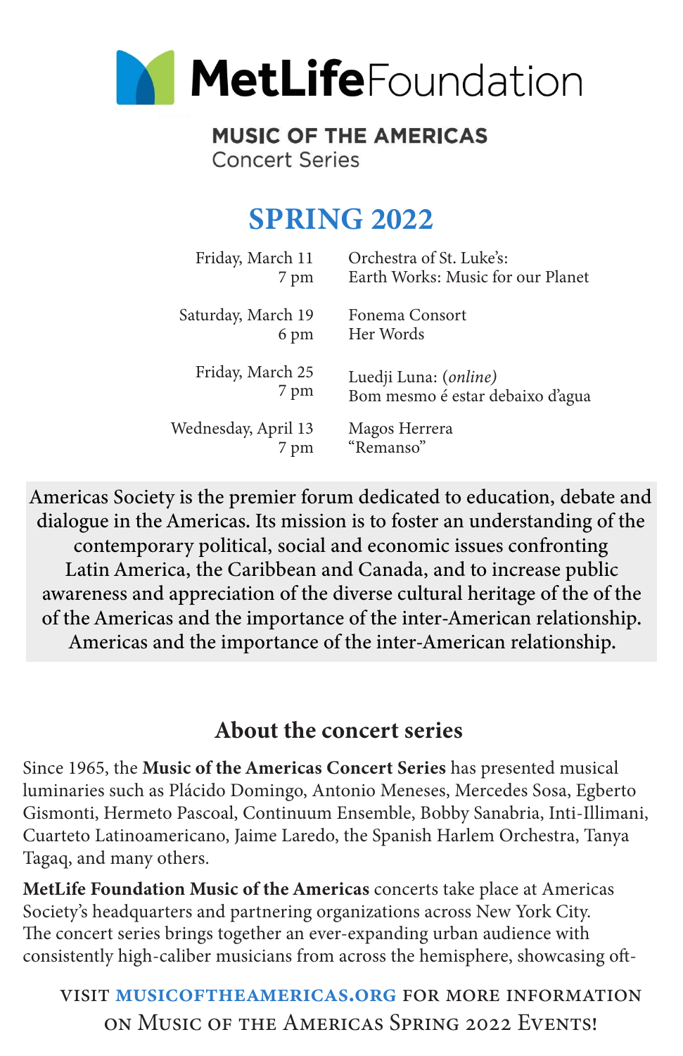# MetLife Foundation

## MUSIC OF THE AMERICAS
Concert Series

## SPRING 2022

| | |
|---|---|
| Friday, March 11<br>7 pm | Orchestra of St. Luke's:<br>Earth Works: Music for our Planet |
| Saturday, March 19<br>6 pm | Fonema Consort<br>Her Words |
| Friday, March 25<br>7 pm | Luedji Luna: (*online*)<br>Bom mesmo é estar debaixo d'agua |
| Wednesday, April 13<br>7 pm | Magos Herrera<br>"Remanso" |

Americas Society is the premier forum dedicated to education, debate and dialogue in the Americas. Its mission is to foster an understanding of the contemporary political, social and economic issues confronting Latin America, the Caribbean and Canada, and to increase public awareness and appreciation of the diverse cultural heritage of the of the of the Americas and the importance of the inter-American relationship. Americas and the importance of the inter-American relationship.

## About the concert series

Since 1965, the **Music of the Americas Concert Series** has presented musical luminaries such as Plácido Domingo, Antonio Meneses, Mercedes Sosa, Egberto Gismonti, Hermeto Pascoal, Continuum Ensemble, Bobby Sanabria, Inti-Illimani, Cuarteto Latinoamericano, Jaime Laredo, the Spanish Harlem Orchestra, Tanya Tagaq, and many others.

**MetLife Foundation Music of the Americas** concerts take place at Americas Society's headquarters and partnering organizations across New York City. The concert series brings together an ever-expanding urban audience with consistently high-caliber musicians from across the hemisphere, showcasing oft-

VISIT **MUSICOFTHEAMERICAS.ORG** FOR MORE INFORMATION ON MUSIC OF THE AMERICAS SPRING 2022 EVENTS!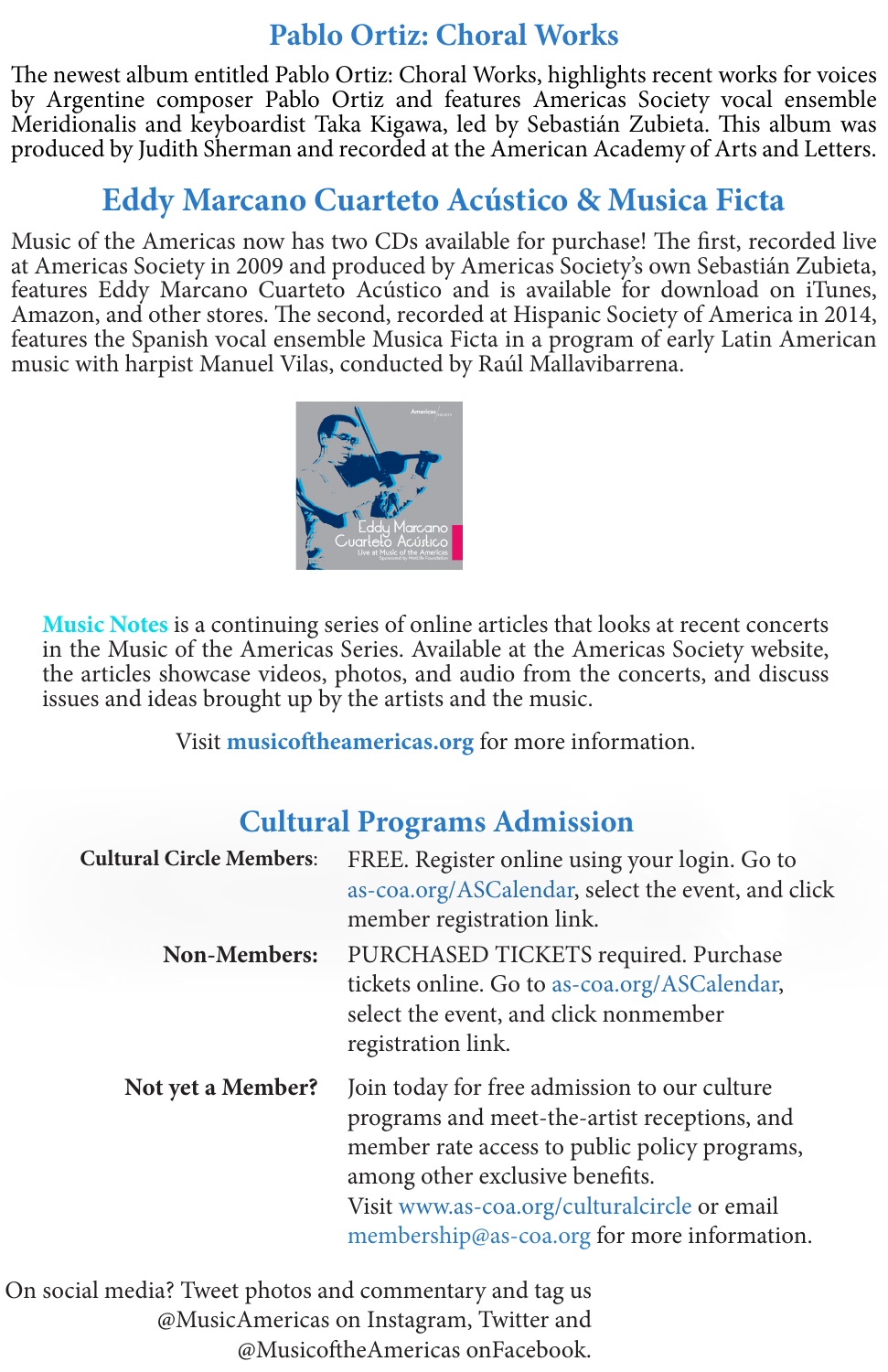## Pablo Ortiz: Choral Works

The newest album entitled Pablo Ortiz: Choral Works, highlights recent works for voices by Argentine composer Pablo Ortiz and features Americas Society vocal ensemble Meridionalis and keyboardist Taka Kigawa, led by Sebastián Zubieta. This album was produced by Judith Sherman and recorded at the American Academy of Arts and Letters.

## Eddy Marcano Cuarteto Acústico & Musica Ficta

Music of the Americas now has two CDs available for purchase! The first, recorded live at Americas Society in 2009 and produced by Americas Society's own Sebastián Zubieta, features Eddy Marcano Cuarteto Acústico and is available for download on iTunes, Amazon, and other stores. The second, recorded at Hispanic Society of America in 2014, features the Spanish vocal ensemble Musica Ficta in a program of early Latin American music with harpist Manuel Vilas, conducted by Raúl Mallavibarrena.

**Music Notes** is a continuing series of online articles that looks at recent concerts in the Music of the Americas Series. Available at the Americas Society website, the articles showcase videos, photos, and audio from the concerts, and discuss issues and ideas brought up by the artists and the music.

Visit **musicoftheamericas.org** for more information.

## Cultural Programs Admission

| | |
|---|---|
| **Cultural Circle Members**: | FREE. Register online using your login. Go to as-coa.org/ASCalendar, select the event, and click member registration link. |
| **Non-Members:** | PURCHASED TICKETS required. Purchase tickets online. Go to as-coa.org/ASCalendar, select the event, and click nonmember registration link. |
| **Not yet a Member?** | Join today for free admission to our culture programs and meet-the-artist receptions, and member rate access to public policy programs, among other exclusive benefits. Visit www.as-coa.org/culturalcircle or email membership@as-coa.org for more information. |

On social media? Tweet photos and commentary and tag us @MusicAmericas on Instagram, Twitter and @MusicoftheAmericas onFacebook.